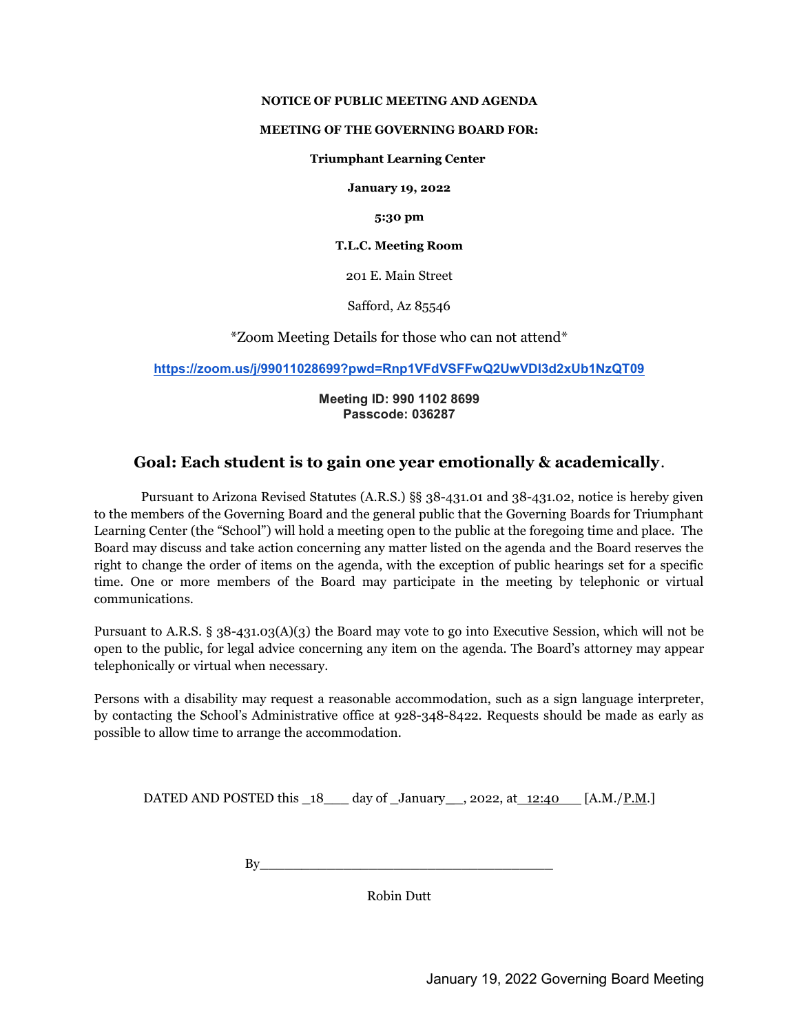**NOTICE OF PUBLIC MEETING AND AGENDA**

**MEETING OF THE GOVERNING BOARD FOR:**

**Triumphant Learning Center**

**January 19, 2022**

**5:30 pm**

**T.L.C. Meeting Room**

201 E. Main Street

Safford, Az 85546

*Zoom Meeting Details for those who can not attend*

https://zoom.us/j/99011028699?pwd=Rnp1VFdVSFFwQ2UwVDI3d2xUb1NzQT09

**Meeting ID: 990 1102 8699**
**Passcode: 036287**

## Goal: Each student is to gain one year emotionally & academically.

Pursuant to Arizona Revised Statutes (A.R.S.) §§ 38-431.01 and 38-431.02, notice is hereby given to the members of the Governing Board and the general public that the Governing Boards for Triumphant Learning Center (the "School") will hold a meeting open to the public at the foregoing time and place. The Board may discuss and take action concerning any matter listed on the agenda and the Board reserves the right to change the order of items on the agenda, with the exception of public hearings set for a specific time. One or more members of the Board may participate in the meeting by telephonic or virtual communications.

Pursuant to A.R.S. § 38-431.03(A)(3) the Board may vote to go into Executive Session, which will not be open to the public, for legal advice concerning any item on the agenda. The Board's attorney may appear telephonically or virtual when necessary.

Persons with a disability may request a reasonable accommodation, such as a sign language interpreter, by contacting the School's Administrative office at 928-348-8422. Requests should be made as early as possible to allow time to arrange the accommodation.

DATED AND POSTED this _18___ day of _January__, 2022, at_12:40___ [A.M./P.M.]

By_____________________________________

Robin Dutt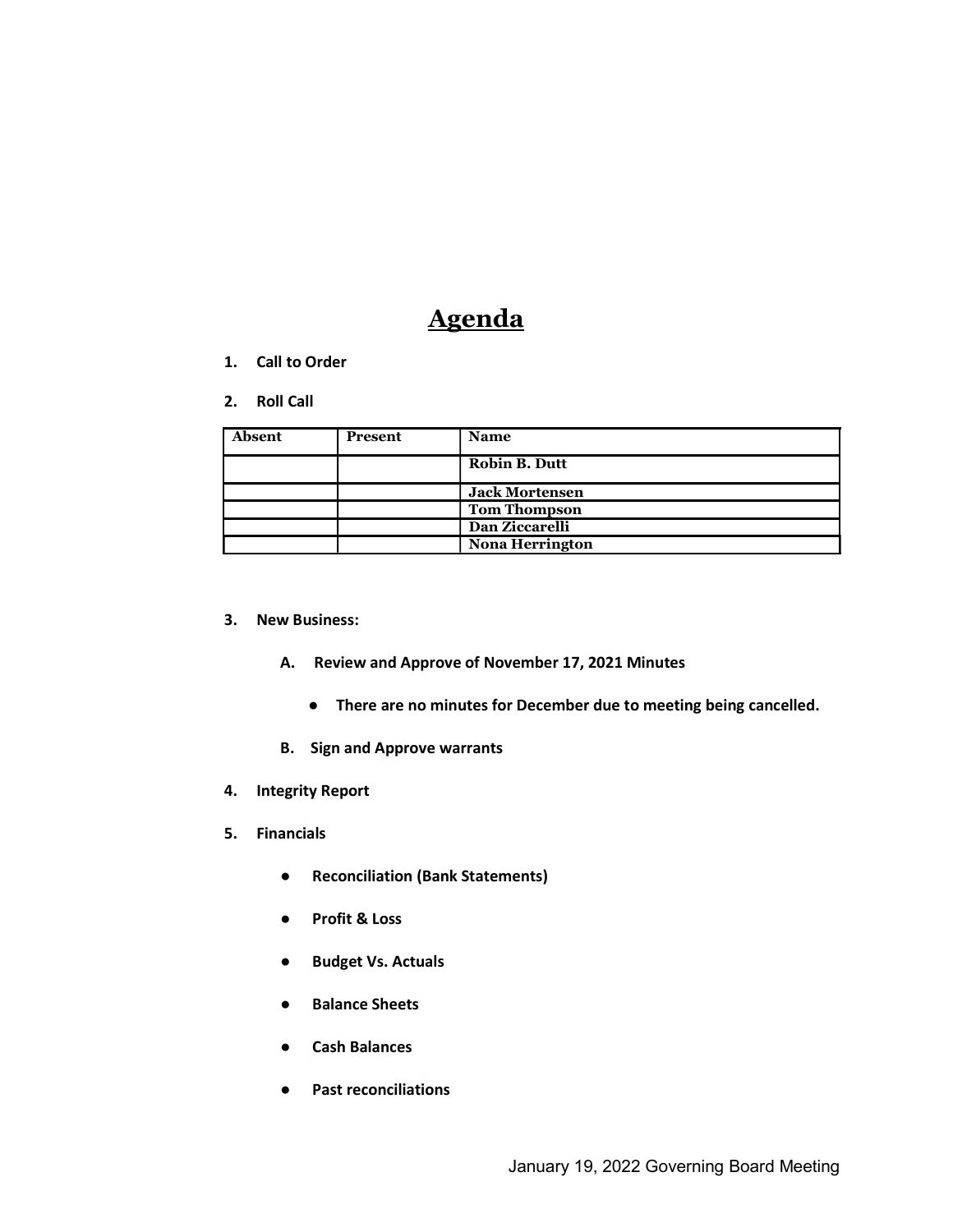# Agenda

1. **Call to Order**
2. **Roll Call**

| Absent | Present | Name |
|---|---|---|
| | | **Robin B. Dutt** |
| | | **Jack Mortensen** |
| | | **Tom Thompson** |
| | | **Dan Ziccarelli** |
| | | **Nona Herrington** |

3. **New Business:**
   - **A. Review and Approve of November 17, 2021 Minutes**
     - **There are no minutes for December due to meeting being cancelled.**
   - **B. Sign and Approve warrants**
4. **Integrity Report**
5. **Financials**
   - **Reconciliation (Bank Statements)**
   - **Profit & Loss**
   - **Budget Vs. Actuals**
   - **Balance Sheets**
   - **Cash Balances**
   - **Past reconciliations**

January 19, 2022 Governing Board Meeting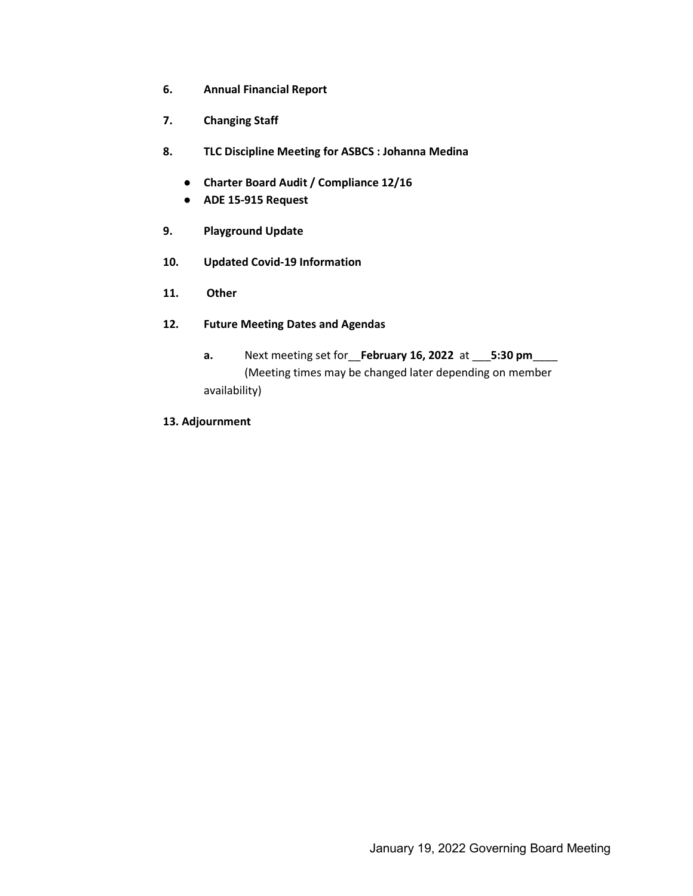6. **Annual Financial Report**

7. **Changing Staff**

8. **TLC Discipline Meeting for ASBCS : Johanna Medina**

    - **Charter Board Audit / Compliance 12/16**
    - **ADE 15-915 Request**

9. **Playground Update**

10. **Updated Covid-19 Information**

11. **Other**

12. **Future Meeting Dates and Agendas**

    **a.** Next meeting set for__**February 16, 2022** at ___**5:30 pm**____ (Meeting times may be changed later depending on member availability)

**13. Adjournment**